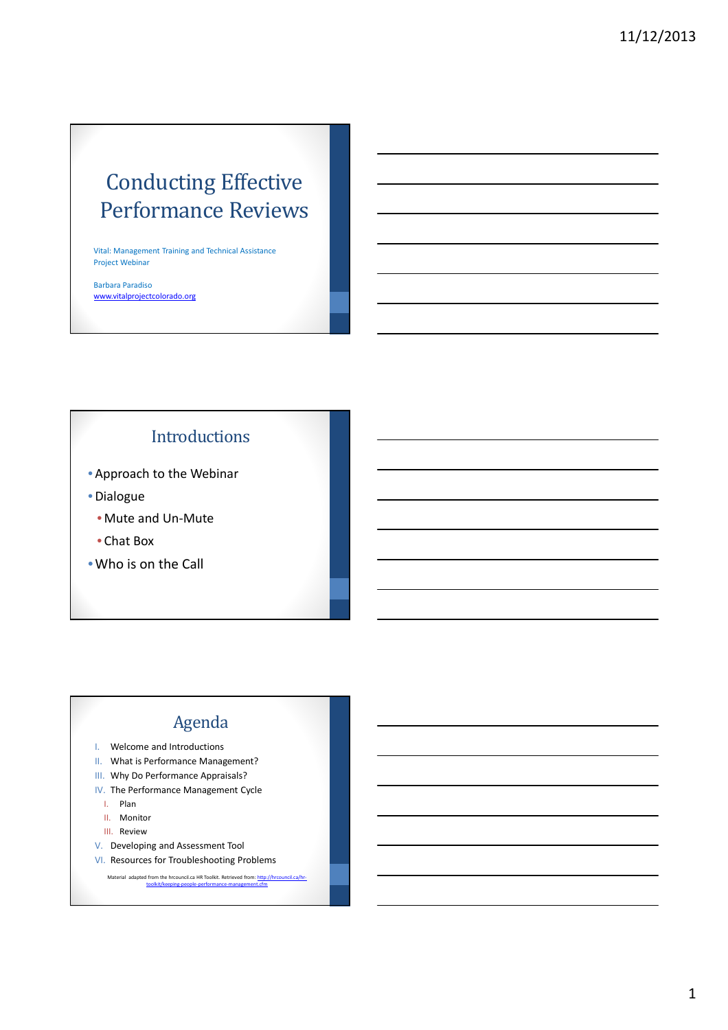# Conducting Effective Performance Reviews

Vital: Management Training and Technical Assistance Project Webinar

Barbara Paradiso
www.vitalprojectcolorado.org

## Introductions

- Approach to the Webinar
- Dialogue
  - Mute and Un-Mute
  - Chat Box
- Who is on the Call

## Agenda

I. Welcome and Introductions
II. What is Performance Management?
III. Why Do Performance Appraisals?
IV. The Performance Management Cycle
   I. Plan
   II. Monitor
   III. Review
V. Developing and Assessment Tool
VI. Resources for Troubleshooting Problems

Material adapted from the hrcouncil.ca HR Toolkit. Retrieved from: http://hrcouncil.ca/hr-toolkit/keeping-people-performance-management.cfm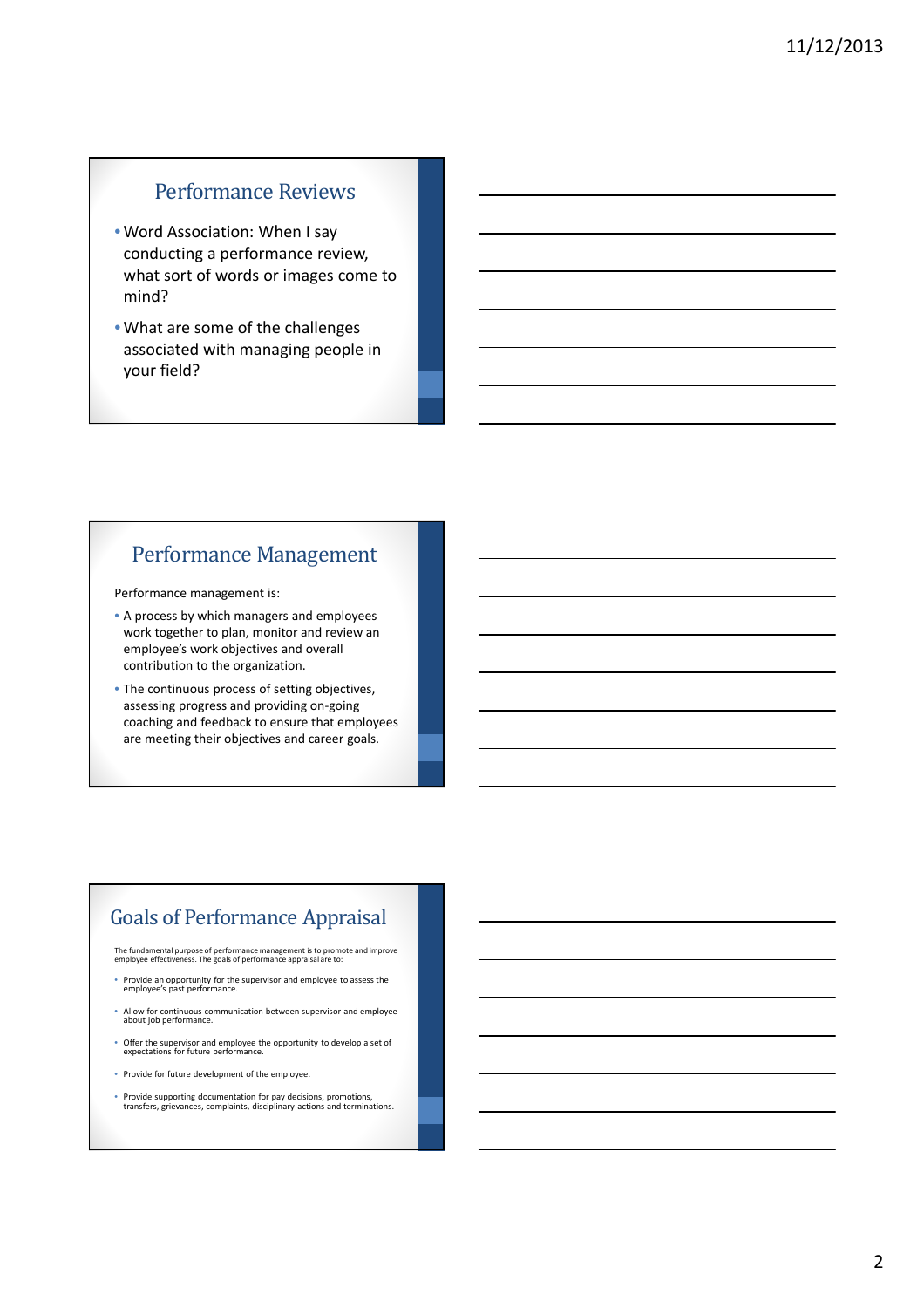## Performance Reviews

- Word Association: When I say conducting a performance review, what sort of words or images come to mind?
- What are some of the challenges associated with managing people in your field?

## Performance Management

Performance management is:

- A process by which managers and employees work together to plan, monitor and review an employee's work objectives and overall contribution to the organization.
- The continuous process of setting objectives, assessing progress and providing on-going coaching and feedback to ensure that employees are meeting their objectives and career goals.

## Goals of Performance Appraisal

The fundamental purpose of performance management is to promote and improve employee effectiveness. The goals of performance appraisal are to:

- Provide an opportunity for the supervisor and employee to assess the employee's past performance.
- Allow for continuous communication between supervisor and employee about job performance.
- Offer the supervisor and employee the opportunity to develop a set of expectations for future performance.
- Provide for future development of the employee.
- Provide supporting documentation for pay decisions, promotions, transfers, grievances, complaints, disciplinary actions and terminations.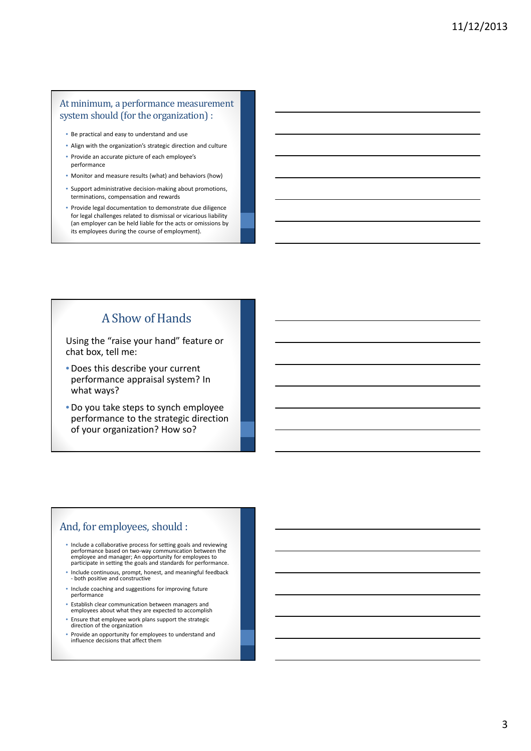## At minimum, a performance measurement system should (for the organization) :

- Be practical and easy to understand and use
- Align with the organization's strategic direction and culture
- Provide an accurate picture of each employee's performance
- Monitor and measure results (what) and behaviors (how)
- Support administrative decision-making about promotions, terminations, compensation and rewards
- Provide legal documentation to demonstrate due diligence for legal challenges related to dismissal or vicarious liability (an employer can be held liable for the acts or omissions by its employees during the course of employment).

## A Show of Hands

Using the "raise your hand" feature or chat box, tell me:

- Does this describe your current performance appraisal system? In what ways?
- Do you take steps to synch employee performance to the strategic direction of your organization? How so?

## And, for employees, should :

- Include a collaborative process for setting goals and reviewing performance based on two-way communication between the employee and manager; An opportunity for employees to participate in setting the goals and standards for performance.
- Include continuous, prompt, honest, and meaningful feedback - both positive and constructive
- Include coaching and suggestions for improving future performance
- Establish clear communication between managers and employees about what they are expected to accomplish
- Ensure that employee work plans support the strategic direction of the organization
- Provide an opportunity for employees to understand and influence decisions that affect them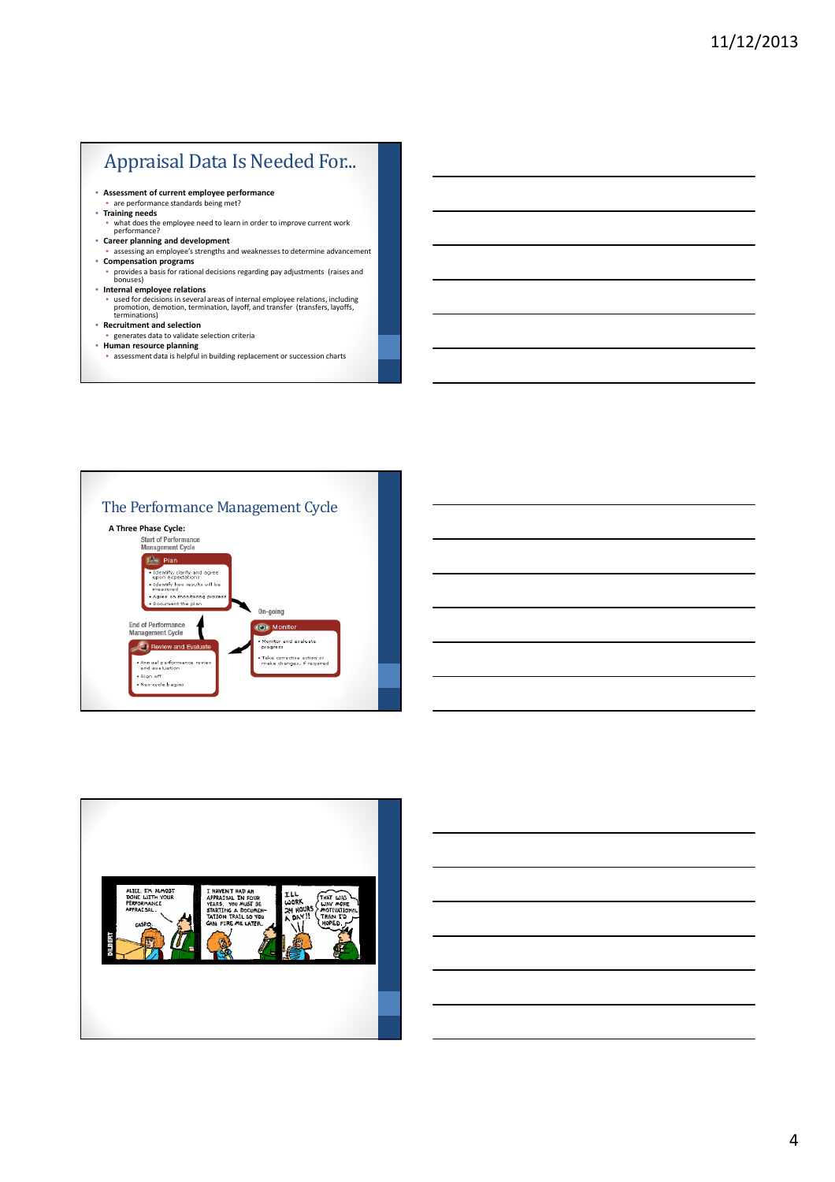# Appraisal Data Is Needed For...

- **Assessment of current employee performance**
  - are performance standards being met?
- **Training needs**
  - what does the employee need to learn in order to improve current work performance?
- **Career planning and development**
  - assessing an employee's strengths and weaknesses to determine advancement
- **Compensation programs**
  - provides a basis for rational decisions regarding pay adjustments (raises and bonuses)
- **Internal employee relations**
  - used for decisions in several areas of internal employee relations, including promotion, demotion, termination, layoff, and transfer (transfers, layoffs, terminations)
- **Recruitment and selection**
  - generates data to validate selection criteria
- **Human resource planning**
  - assessment data is helpful in building replacement or succession charts

# The Performance Management Cycle

**A Three Phase Cycle:**

Start of Performance Management Cycle

**Plan**
- Identify, clarify and agree upon expectations
- Identify how results will be measured
- Agree on monitoring process
- Document the plan

On-going

**Monitor**
- Monitor and evaluate progress
- Take corrective action or make changes, if required

End of Performance Management Cycle

**Review and Evaluate**
- Annual performance review and evaluation
- Sign off
- New cycle begins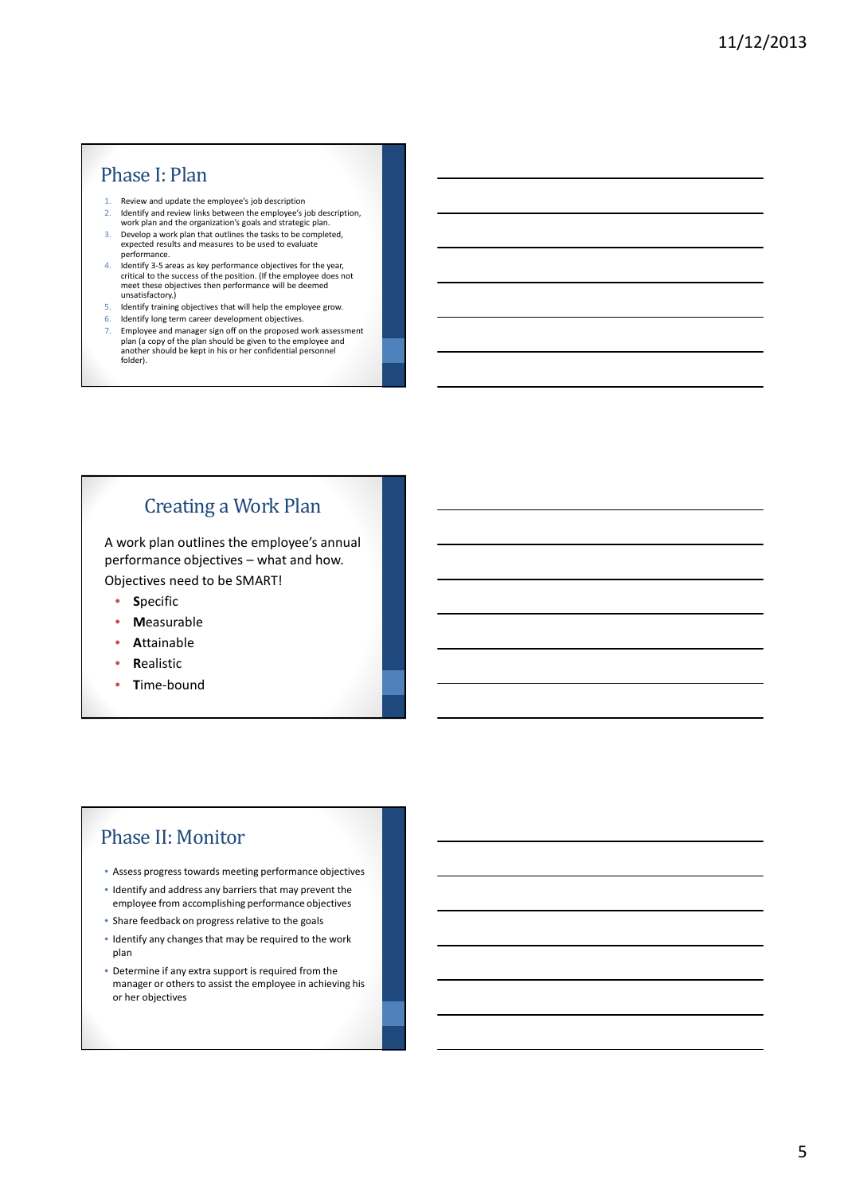## Phase I: Plan

1. Review and update the employee's job description
2. Identify and review links between the employee's job description, work plan and the organization's goals and strategic plan.
3. Develop a work plan that outlines the tasks to be completed, expected results and measures to be used to evaluate performance.
4. Identify 3-5 areas as key performance objectives for the year, critical to the success of the position. (If the employee does not meet these objectives then performance will be deemed unsatisfactory.)
5. Identify training objectives that will help the employee grow.
6. Identify long term career development objectives.
7. Employee and manager sign off on the proposed work assessment plan (a copy of the plan should be given to the employee and another should be kept in his or her confidential personnel folder).

## Creating a Work Plan

A work plan outlines the employee's annual performance objectives – what and how.

Objectives need to be SMART!

- **S**pecific
- **M**easurable
- **A**ttainable
- **R**ealistic
- **T**ime-bound

## Phase II: Monitor

- Assess progress towards meeting performance objectives
- Identify and address any barriers that may prevent the employee from accomplishing performance objectives
- Share feedback on progress relative to the goals
- Identify any changes that may be required to the work plan
- Determine if any extra support is required from the manager or others to assist the employee in achieving his or her objectives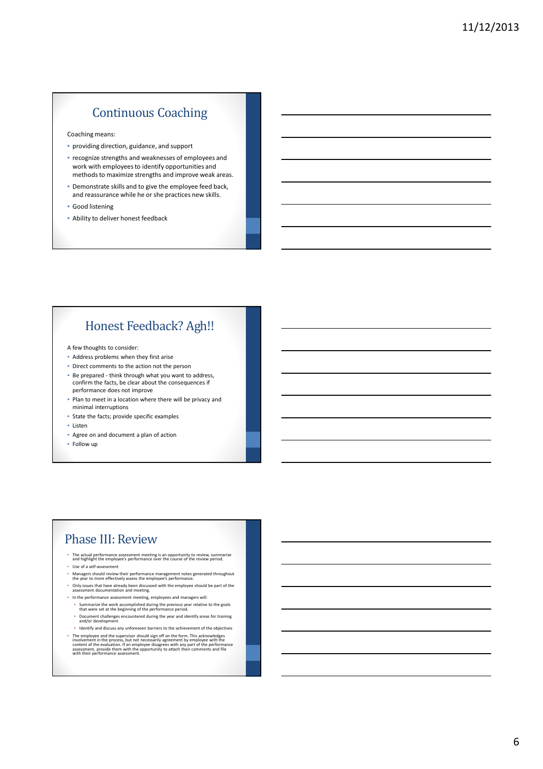## Continuous Coaching

Coaching means:

- providing direction, guidance, and support
- recognize strengths and weaknesses of employees and work with employees to identify opportunities and methods to maximize strengths and improve weak areas.
- Demonstrate skills and to give the employee feed back, and reassurance while he or she practices new skills.
- Good listening
- Ability to deliver honest feedback

## Honest Feedback? Agh!!

A few thoughts to consider:

- Address problems when they first arise
- Direct comments to the action not the person
- Be prepared - think through what you want to address, confirm the facts, be clear about the consequences if performance does not improve
- Plan to meet in a location where there will be privacy and minimal interruptions
- State the facts; provide specific examples
- Listen
- Agree on and document a plan of action
- Follow up

## Phase III: Review

- The actual performance assessment meeting is an opportunity to review, summarize and highlight the employee's performance over the course of the review period.
- Use of a self-assessment
- Managers should review their performance management notes generated throughout the year to more effectively assess the employee's performance.
- Only issues that have already been discussed with the employee should be part of the assessment documentation and meeting.
- In the performance assessment meeting, employees and managers will:
  - Summarize the work accomplished during the previous year relative to the goals that were set at the beginning of the performance period.
  - Document challenges encountered during the year and identify areas for training and/or development
  - Identify and discuss any unforeseen barriers to the achievement of the objectives
- The employee and the supervisor should sign off on the form. This acknowledges involvement in the process, but not necessarily agreement by employee with the content of the evaluation. If an employee disagrees with any part of the performance assessment, provide them with the opportunity to attach their comments and file with their performance assessment.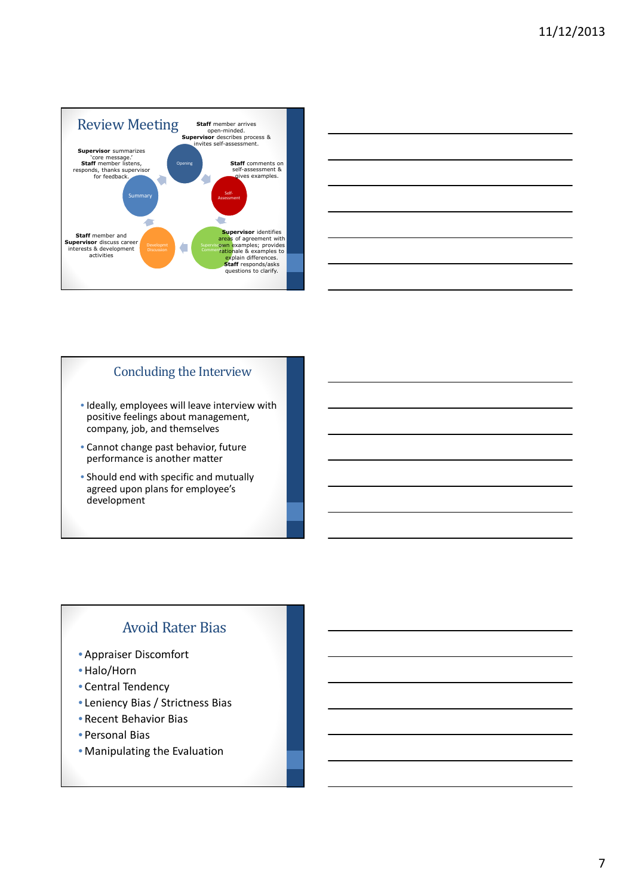## Review Meeting

**Staff** member arrives open-minded.
**Supervisor** describes process & invites self-assessment.

Opening

**Staff** comments on self-assessment & gives examples.

Self-Assessment

**Supervisor** identifies areas of agreement with own examples; provides rationale & examples to explain differences.
**Staff** responds/asks questions to clarify.

Supervisor Comments

**Staff** member and **Supervisor** discuss career interests & development activities

Development Discussion

**Supervisor** summarizes 'core message.'
**Staff** member listens, responds, thanks supervisor for feedback.

Summary

## Concluding the Interview

- Ideally, employees will leave interview with positive feelings about management, company, job, and themselves
- Cannot change past behavior, future performance is another matter
- Should end with specific and mutually agreed upon plans for employee's development

## Avoid Rater Bias

- Appraiser Discomfort
- Halo/Horn
- Central Tendency
- Leniency Bias / Strictness Bias
- Recent Behavior Bias
- Personal Bias
- Manipulating the Evaluation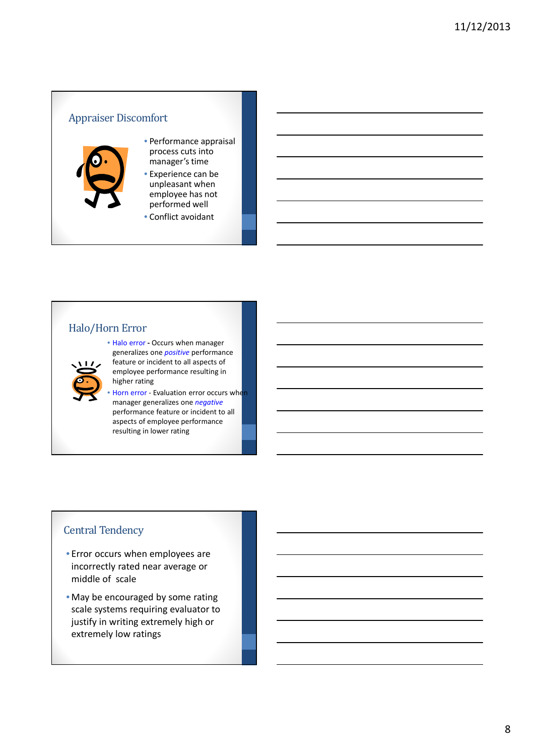## Appraiser Discomfort

- Performance appraisal process cuts into manager's time
- Experience can be unpleasant when employee has not performed well
- Conflict avoidant

## Halo/Horn Error

- Halo error - Occurs when manager generalizes one *positive* performance feature or incident to all aspects of employee performance resulting in higher rating
- Horn error - Evaluation error occurs when manager generalizes one *negative* performance feature or incident to all aspects of employee performance resulting in lower rating

## Central Tendency

- Error occurs when employees are incorrectly rated near average or middle of scale
- May be encouraged by some rating scale systems requiring evaluator to justify in writing extremely high or extremely low ratings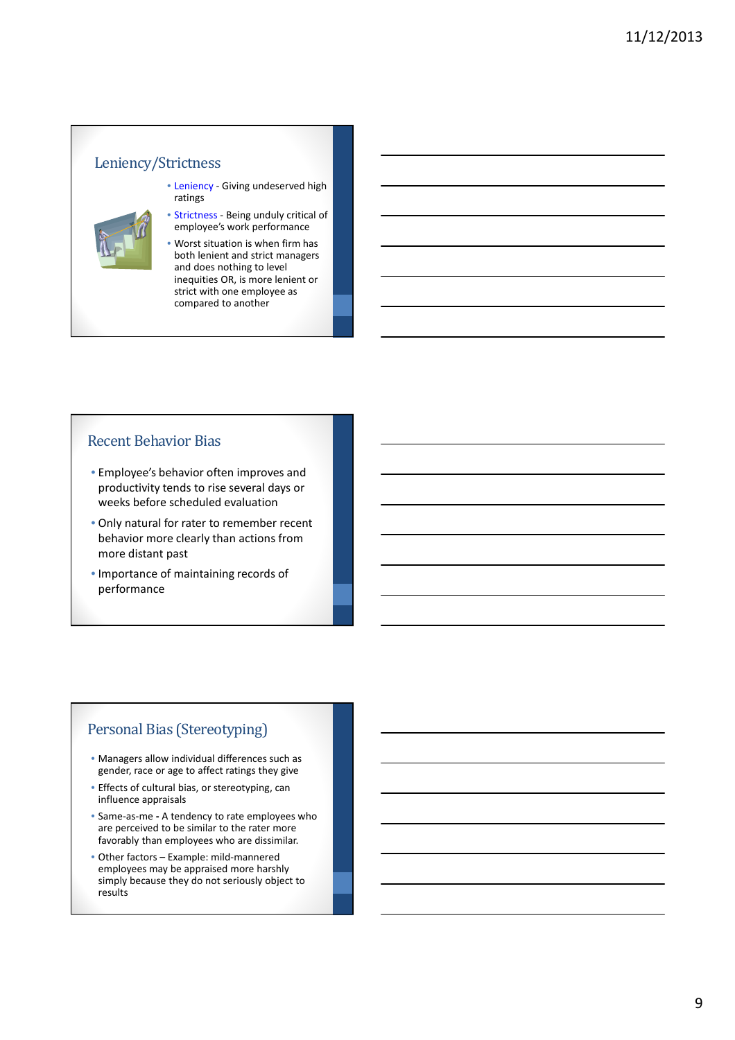## Leniency/Strictness

- Leniency - Giving undeserved high ratings
- Strictness - Being unduly critical of employee's work performance
- Worst situation is when firm has both lenient and strict managers and does nothing to level inequities OR, is more lenient or strict with one employee as compared to another

## Recent Behavior Bias

- Employee's behavior often improves and productivity tends to rise several days or weeks before scheduled evaluation
- Only natural for rater to remember recent behavior more clearly than actions from more distant past
- Importance of maintaining records of performance

## Personal Bias (Stereotyping)

- Managers allow individual differences such as gender, race or age to affect ratings they give
- Effects of cultural bias, or stereotyping, can influence appraisals
- Same-as-me - A tendency to rate employees who are perceived to be similar to the rater more favorably than employees who are dissimilar.
- Other factors – Example: mild-mannered employees may be appraised more harshly simply because they do not seriously object to results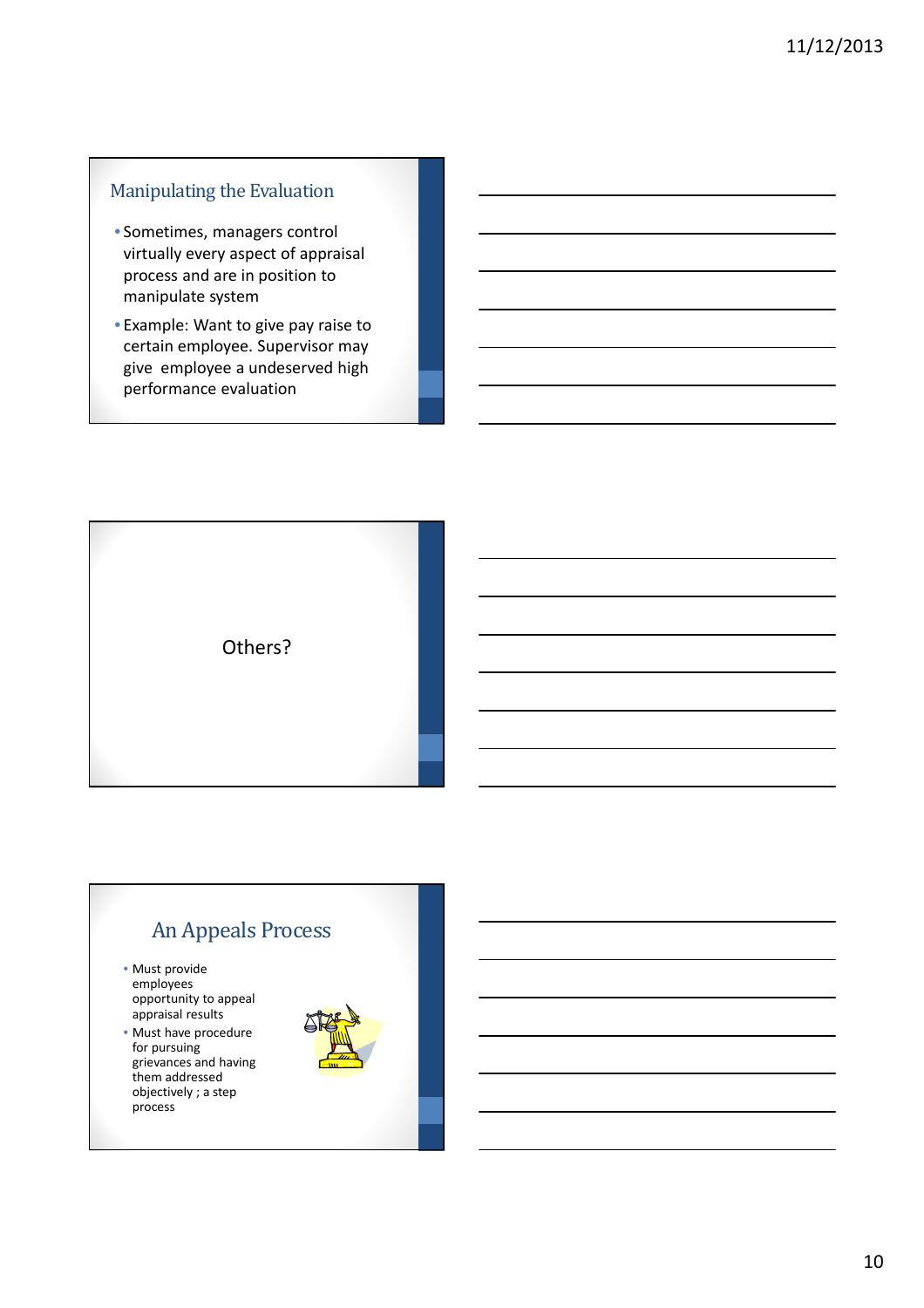## Manipulating the Evaluation

- Sometimes, managers control virtually every aspect of appraisal process and are in position to manipulate system
- Example: Want to give pay raise to certain employee. Supervisor may give employee a undeserved high performance evaluation

Others?

## An Appeals Process

- Must provide employees opportunity to appeal appraisal results
- Must have procedure for pursuing grievances and having them addressed objectively ; a step process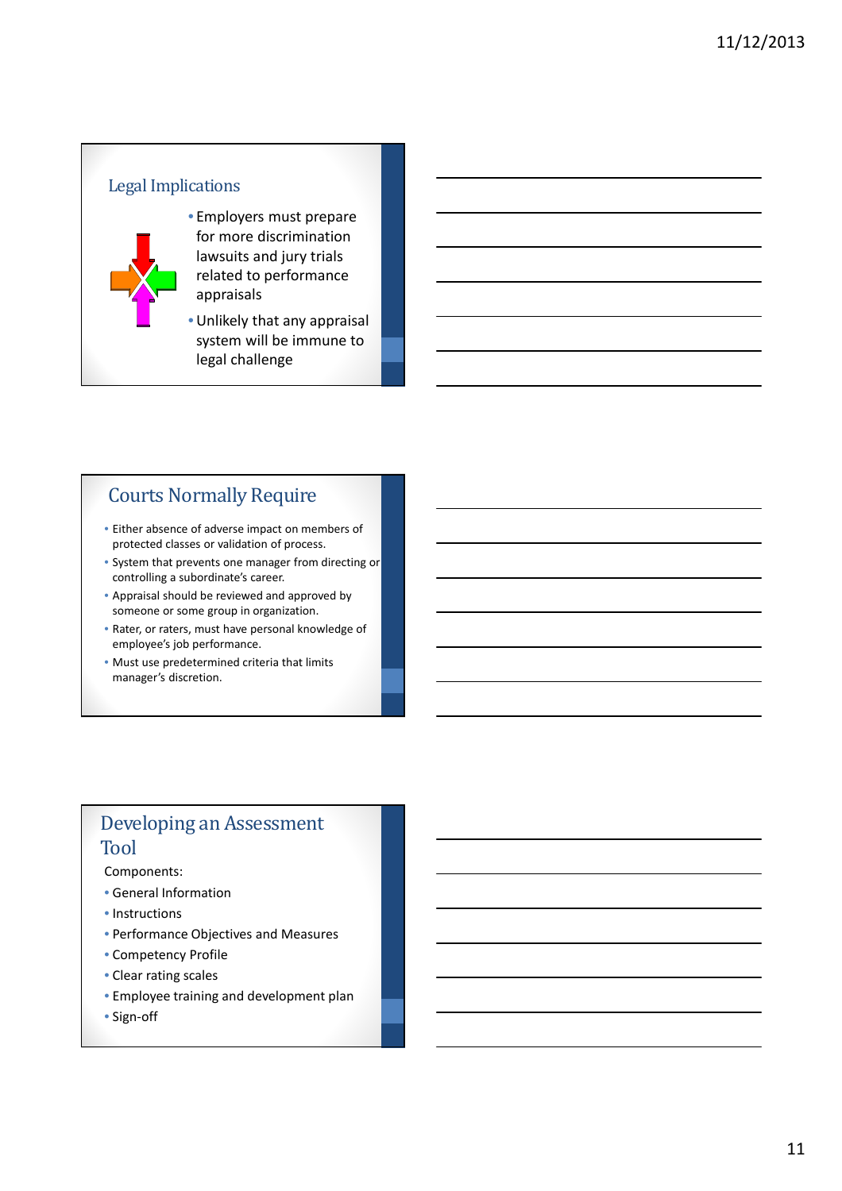## Legal Implications

- Employers must prepare for more discrimination lawsuits and jury trials related to performance appraisals
- Unlikely that any appraisal system will be immune to legal challenge

## Courts Normally Require

- Either absence of adverse impact on members of protected classes or validation of process.
- System that prevents one manager from directing or controlling a subordinate's career.
- Appraisal should be reviewed and approved by someone or some group in organization.
- Rater, or raters, must have personal knowledge of employee's job performance.
- Must use predetermined criteria that limits manager's discretion.

## Developing an Assessment Tool

Components:

- General Information
- Instructions
- Performance Objectives and Measures
- Competency Profile
- Clear rating scales
- Employee training and development plan
- Sign-off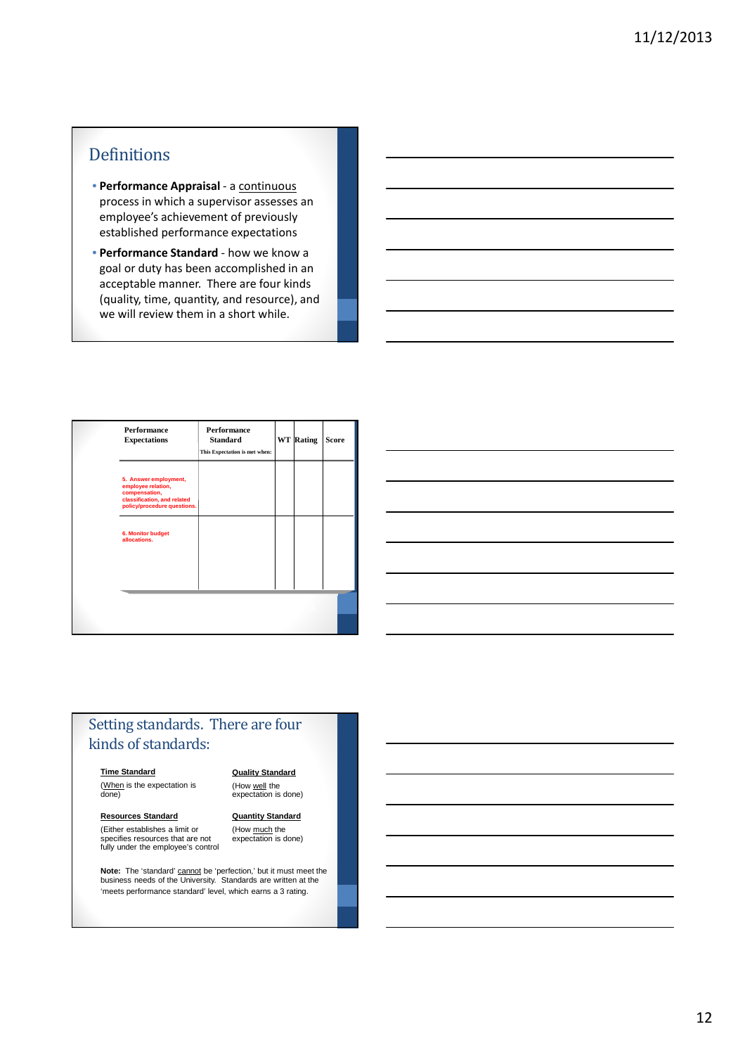## Definitions

- **Performance Appraisal** - a continuous process in which a supervisor assesses an employee's achievement of previously established performance expectations
- **Performance Standard** - how we know a goal or duty has been accomplished in an acceptable manner. There are four kinds (quality, time, quantity, and resource), and we will review them in a short while.

| Performance Expectations | Performance Standard<br>This Expectation is met when: | WT | Rating | Score |
|---|---|---|---|---|
| 5. Answer employment, employee relation, compensation, classification, and related policy/procedure questions. | | | | |
| 6. Monitor budget allocations. | | | | |

## Setting standards. There are four kinds of standards:

**Time Standard**

(When is the expectation is done)

**Quality Standard**

(How well the expectation is done)

**Resources Standard**

(Either establishes a limit or specifies resources that are not fully under the employee's control

**Quantity Standard**

(How much the expectation is done)

**Note:** The 'standard' cannot be 'perfection,' but it must meet the business needs of the University. Standards are written at the 'meets performance standard' level, which earns a 3 rating.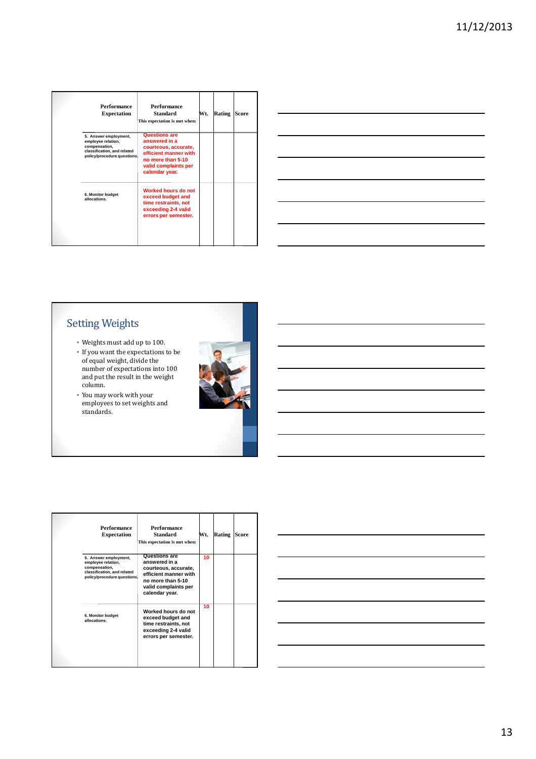| Performance Expectation | Performance Standard<br>This expectation is met when: | Wt. | Rating | Score |
|---|---|---|---|---|
| 5. Answer employment, employee relation, compensation, classification, and related policy/procedure questions. | Questions are answered in a courteous, accurate, efficient manner with no more than 5-10 valid complaints per calendar year. | | | |
| 6. Monitor budget allocations. | Worked hours do not exceed budget and time restraints, not exceeding 2-4 valid errors per semester. | | | |

## Setting Weights

- Weights must add up to 100.
- If you want the expectations to be of equal weight, divide the number of expectations into 100 and put the result in the weight column.
- You may work with your employees to set weights and standards.

| Performance Expectation | Performance Standard<br>This expectation is met when: | Wt. | Rating | Score |
|---|---|---|---|---|
| 5. Answer employment, employee relation, compensation, classification, and related policy/procedure questions. | Questions are answered in a courteous, accurate, efficient manner with no more than 5-10 valid complaints per calendar year. | 10 | | |
| 6. Monitor budget allocations. | Worked hours do not exceed budget and time restraints, not exceeding 2-4 valid errors per semester. | 10 | | |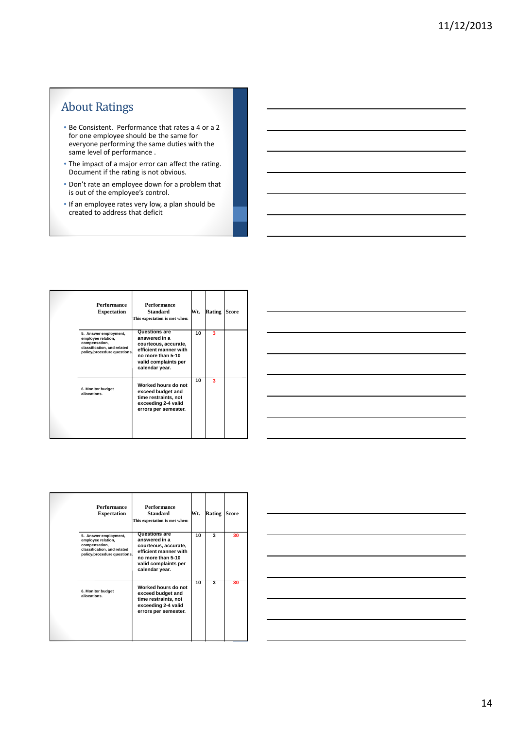## About Ratings

- Be Consistent. Performance that rates a 4 or a 2 for one employee should be the same for everyone performing the same duties with the same level of performance .
- The impact of a major error can affect the rating. Document if the rating is not obvious.
- Don't rate an employee down for a problem that is out of the employee's control.
- If an employee rates very low, a plan should be created to address that deficit

| Performance Expectation | Performance Standard<br>This expectation is met when: | Wt. | Rating | Score |
|---|---|---|---|---|
| 5. Answer employment, employee relation, compensation, classification, and related policy/procedure questions. | Questions are answered in a courteous, accurate, efficient manner with no more than 5-10 valid complaints per calendar year. | 10 | 3 | |
| 6. Monitor budget allocations. | Worked hours do not exceed budget and time restraints, not exceeding 2-4 valid errors per semester. | 10 | 3 | |

| Performance Expectation | Performance Standard<br>This expectation is met when: | Wt. | Rating | Score |
|---|---|---|---|---|
| 5. Answer employment, employee relation, compensation, classification, and related policy/procedure questions. | Questions are answered in a courteous, accurate, efficient manner with no more than 5-10 valid complaints per calendar year. | 10 | 3 | 30 |
| 6. Monitor budget allocations. | Worked hours do not exceed budget and time restraints, not exceeding 2-4 valid errors per semester. | 10 | 3 | 30 |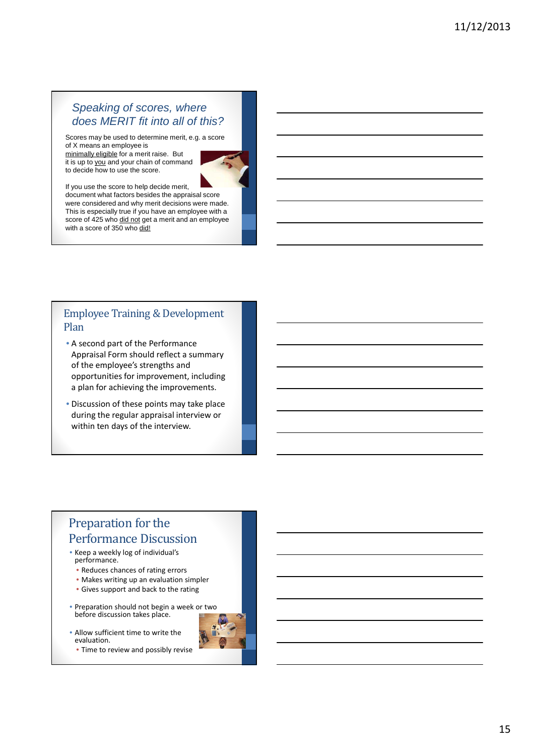## *Speaking of scores, where does MERIT fit into all of this?*

Scores may be used to determine merit, e.g. a score of X means an employee is minimally eligible for a merit raise. But it is up to you and your chain of command to decide how to use the score.

If you use the score to help decide merit, document what factors besides the appraisal score were considered and why merit decisions were made. This is especially true if you have an employee with a score of 425 who did not get a merit and an employee with a score of 350 who did!

## Employee Training & Development Plan

- A second part of the Performance Appraisal Form should reflect a summary of the employee's strengths and opportunities for improvement, including a plan for achieving the improvements.
- Discussion of these points may take place during the regular appraisal interview or within ten days of the interview.

## Preparation for the Performance Discussion

- Keep a weekly log of individual's performance.
  - Reduces chances of rating errors
  - Makes writing up an evaluation simpler
  - Gives support and back to the rating
- Preparation should not begin a week or two before discussion takes place.
- Allow sufficient time to write the evaluation.
  - Time to review and possibly revise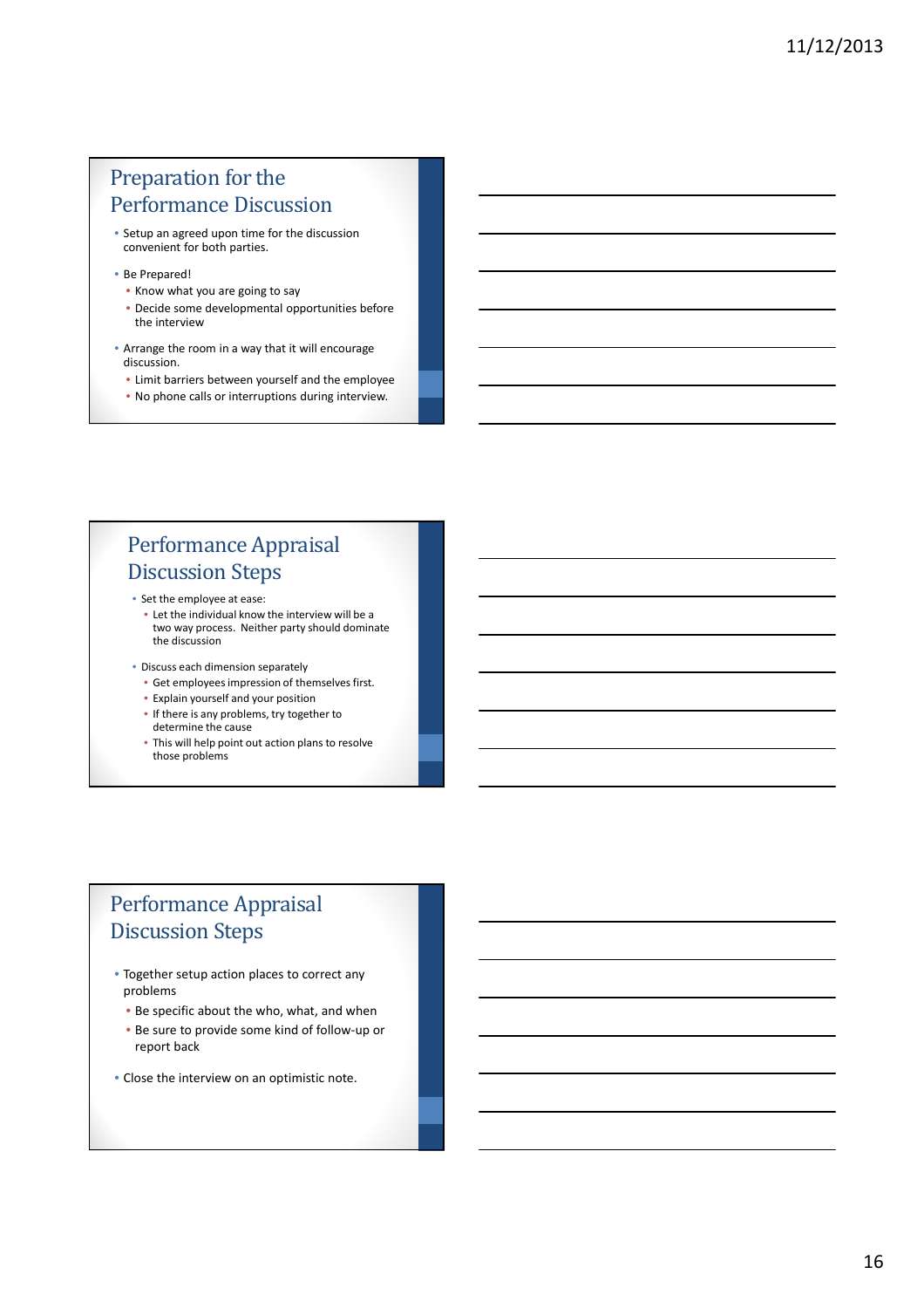## Preparation for the Performance Discussion

- Setup an agreed upon time for the discussion convenient for both parties.
- Be Prepared!
  - Know what you are going to say
  - Decide some developmental opportunities before the interview
- Arrange the room in a way that it will encourage discussion.
  - Limit barriers between yourself and the employee
  - No phone calls or interruptions during interview.

## Performance Appraisal Discussion Steps

- Set the employee at ease:
  - Let the individual know the interview will be a two way process. Neither party should dominate the discussion
- Discuss each dimension separately
  - Get employees impression of themselves first.
  - Explain yourself and your position
  - If there is any problems, try together to determine the cause
  - This will help point out action plans to resolve those problems

## Performance Appraisal Discussion Steps

- Together setup action places to correct any problems
  - Be specific about the who, what, and when
  - Be sure to provide some kind of follow-up or report back
- Close the interview on an optimistic note.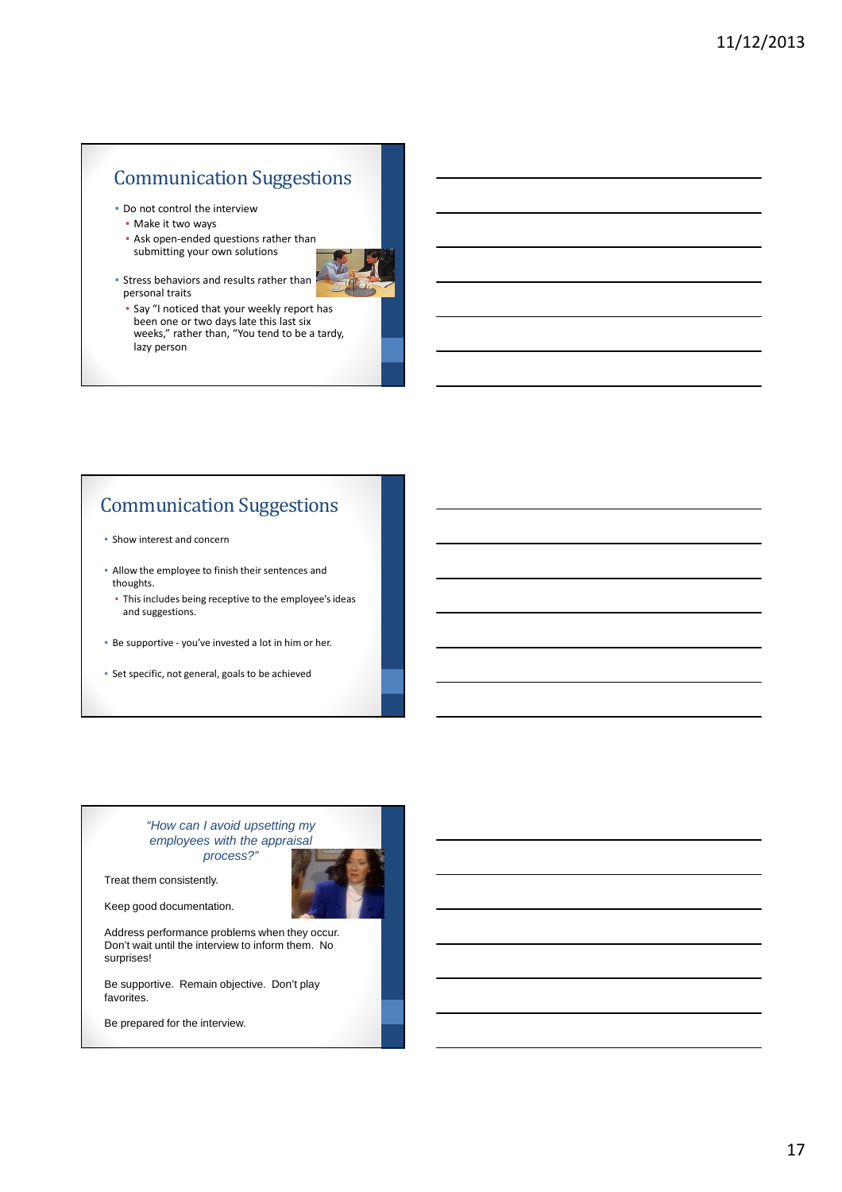## Communication Suggestions

- Do not control the interview
  - Make it two ways
  - Ask open-ended questions rather than submitting your own solutions
- Stress behaviors and results rather than personal traits
  - Say "I noticed that your weekly report has been one or two days late this last six weeks," rather than, "You tend to be a tardy, lazy person

## Communication Suggestions

- Show interest and concern
- Allow the employee to finish their sentences and thoughts.
  - This includes being receptive to the employee's ideas and suggestions.
- Be supportive - you've invested a lot in him or her.
- Set specific, not general, goals to be achieved

*"How can I avoid upsetting my employees with the appraisal process?"*

Treat them consistently.

Keep good documentation.

Address performance problems when they occur. Don't wait until the interview to inform them. No surprises!

Be supportive. Remain objective. Don't play favorites.

Be prepared for the interview.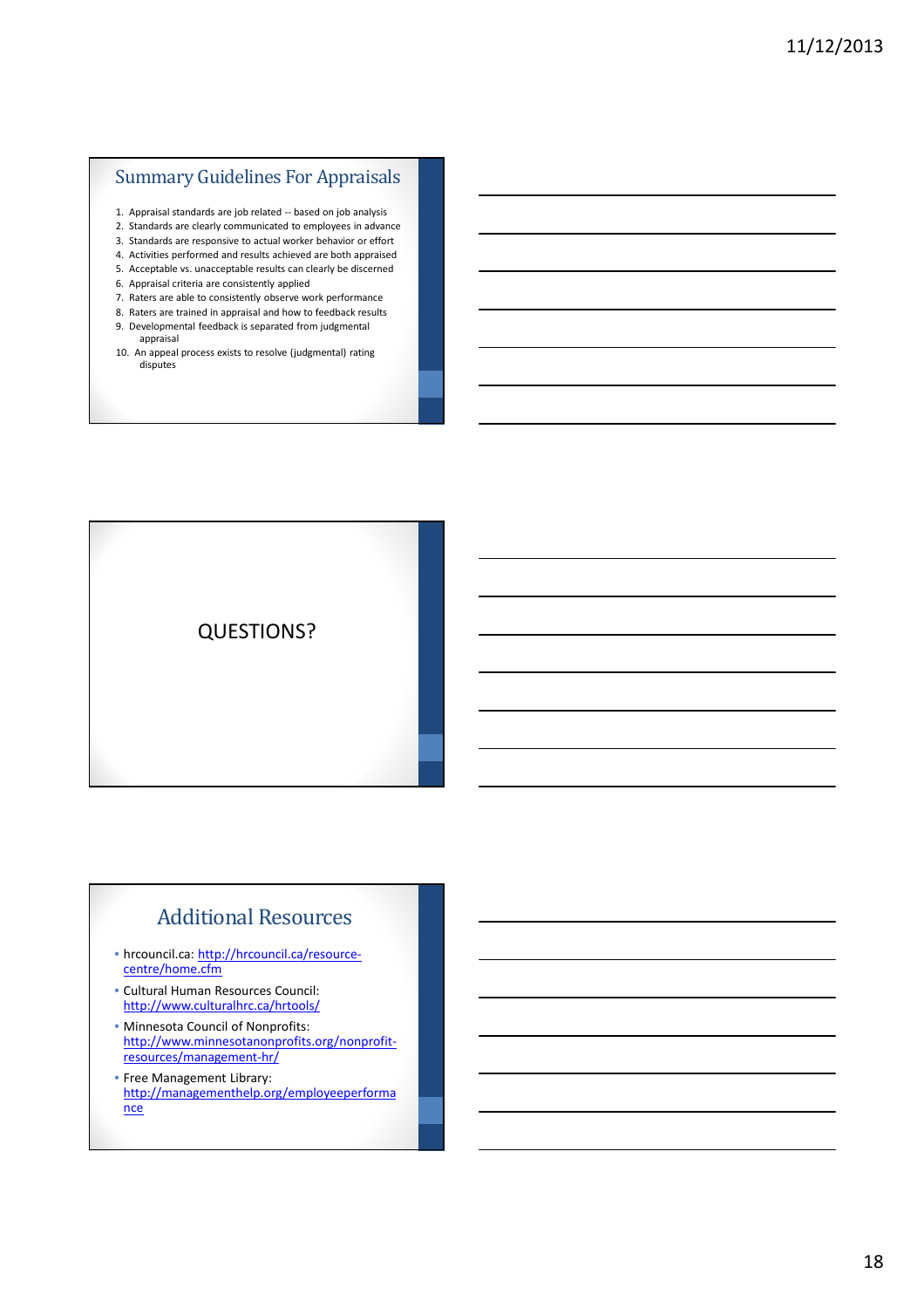## Summary Guidelines For Appraisals

1. Appraisal standards are job related -- based on job analysis
2. Standards are clearly communicated to employees in advance
3. Standards are responsive to actual worker behavior or effort
4. Activities performed and results achieved are both appraised
5. Acceptable vs. unacceptable results can clearly be discerned
6. Appraisal criteria are consistently applied
7. Raters are able to consistently observe work performance
8. Raters are trained in appraisal and how to feedback results
9. Developmental feedback is separated from judgmental appraisal
10. An appeal process exists to resolve (judgmental) rating disputes

QUESTIONS?

## Additional Resources

- hrcouncil.ca: http://hrcouncil.ca/resource-centre/home.cfm
- Cultural Human Resources Council: http://www.culturalhrc.ca/hrtools/
- Minnesota Council of Nonprofits: http://www.minnesotanonprofits.org/nonprofit-resources/management-hr/
- Free Management Library: http://managementhelp.org/employeeperformance